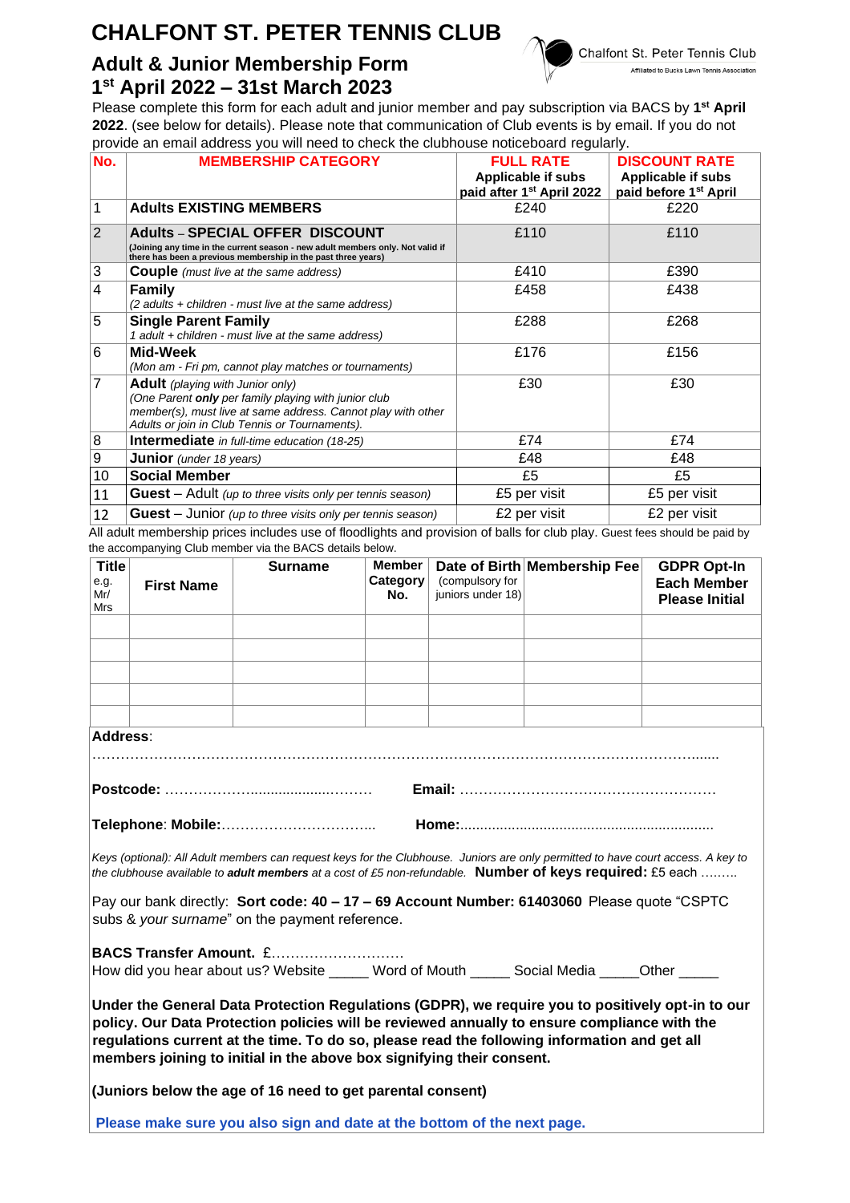# CHALFONT ST. PETER TENNIS CLUB

## Adult & Junior Membership Form
## 1st April 2022 – 31st March 2023

Chalfont St. Peter Tennis Club
Affiliated to Bucks Lawn Tennis Association

Please complete this form for each adult and junior member and pay subscription via BACS by **1st April 2022**. (see below for details). Please note that communication of Club events is by email. If you do not provide an email address you will need to check the clubhouse noticeboard regularly.

| No. | MEMBERSHIP CATEGORY | FULL RATE Applicable if subs paid after 1st April 2022 | DISCOUNT RATE Applicable if subs paid before 1st April |
|---|---|---|---|
| 1 | **Adults EXISTING MEMBERS** | £240 | £220 |
| 2 | **Adults – SPECIAL OFFER DISCOUNT** (Joining any time in the current season - new adult members only. Not valid if there has been a previous membership in the past three years) | £110 | £110 |
| 3 | **Couple** *(must live at the same address)* | £410 | £390 |
| 4 | **Family** *(2 adults + children - must live at the same address)* | £458 | £438 |
| 5 | **Single Parent Family** *1 adult + children - must live at the same address)* | £288 | £268 |
| 6 | **Mid-Week** *(Mon am - Fri pm, cannot play matches or tournaments)* | £176 | £156 |
| 7 | **Adult** *(playing with Junior only) (One Parent **only** per family playing with junior club member(s), must live at same address. Cannot play with other Adults or join in Club Tennis or Tournaments).* | £30 | £30 |
| 8 | **Intermediate** *in full-time education (18-25)* | £74 | £74 |
| 9 | **Junior** *(under 18 years)* | £48 | £48 |
| 10 | **Social Member** | £5 | £5 |
| 11 | **Guest** – Adult *(up to three visits only per tennis season)* | £5 per visit | £5 per visit |
| 12 | **Guest** – Junior *(up to three visits only per tennis season)* | £2 per visit | £2 per visit |

All adult membership prices includes use of floodlights and provision of balls for club play. Guest fees should be paid by the accompanying Club member via the BACS details below.

| Title e.g. Mr/ Mrs | First Name | Surname | Member Category No. | Date of Birth (compulsory for juniors under 18) | Membership Fee | GDPR Opt-In Each Member Please Initial |
|---|---|---|---|---|---|---|
| | | | | | | |
| | | | | | | |
| | | | | | | |
| | | | | | | |
| | | | | | | |

**Address**:
…………………………………………………………………………………………………………………......

**Postcode:** ………………..................……… **Email:** ………………………………………………

**Telephone**: **Mobile:**…………………………... **Home:**...............................................................

*Keys (optional): All Adult members can request keys for the Clubhouse. Juniors are only permitted to have court access. A key to the clubhouse available to **adult members** at a cost of £5 non-refundable.* **Number of keys required:** £5 each ………

Pay our bank directly: **Sort code: 40 – 17 – 69 Account Number: 61403060** Please quote "CSPTC subs & *your surname*" on the payment reference.

**BACS Transfer Amount.** £………………………
How did you hear about us? Website _____ Word of Mouth _____ Social Media _____Other _____

**Under the General Data Protection Regulations (GDPR), we require you to positively opt-in to our policy. Our Data Protection policies will be reviewed annually to ensure compliance with the regulations current at the time. To do so, please read the following information and get all members joining to initial in the above box signifying their consent.**

**(Juniors below the age of 16 need to get parental consent)**

**Please make sure you also sign and date at the bottom of the next page.**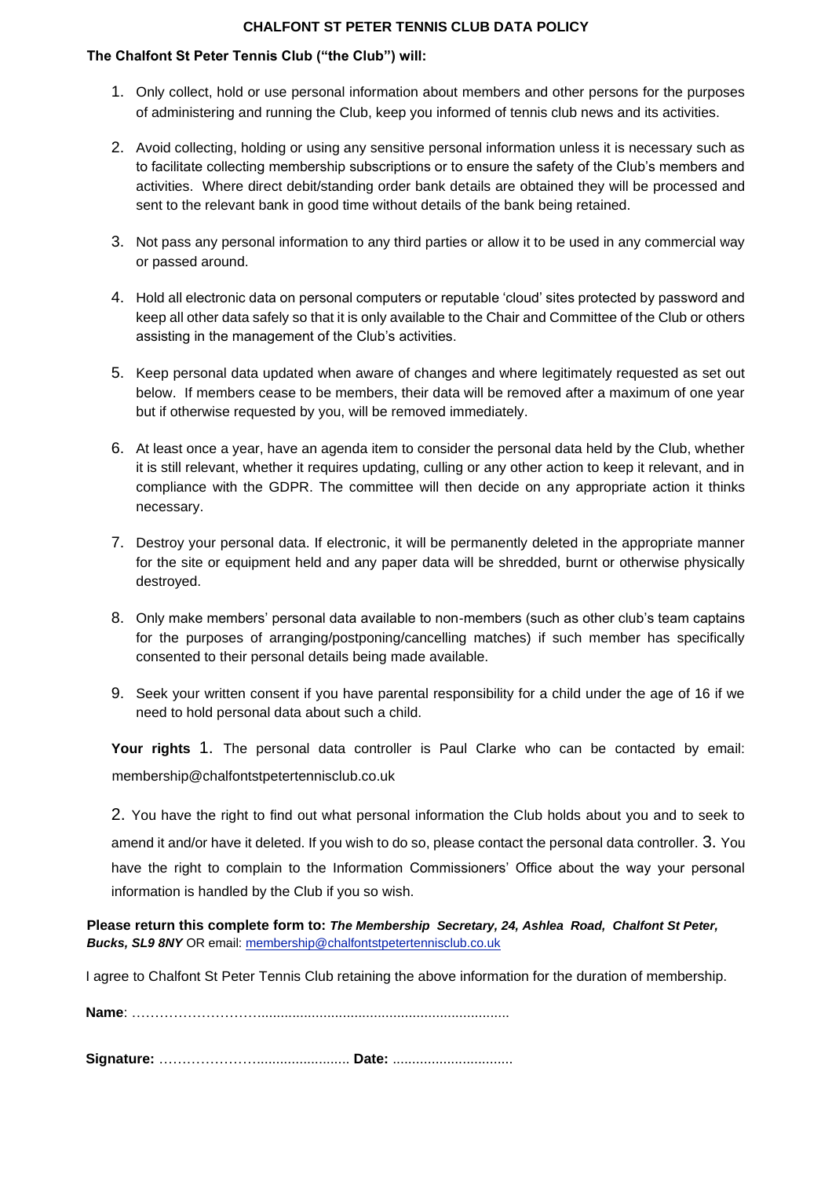# CHALFONT ST PETER TENNIS CLUB DATA POLICY

**The Chalfont St Peter Tennis Club ("the Club") will:**

1. Only collect, hold or use personal information about members and other persons for the purposes of administering and running the Club, keep you informed of tennis club news and its activities.

2. Avoid collecting, holding or using any sensitive personal information unless it is necessary such as to facilitate collecting membership subscriptions or to ensure the safety of the Club's members and activities. Where direct debit/standing order bank details are obtained they will be processed and sent to the relevant bank in good time without details of the bank being retained.

3. Not pass any personal information to any third parties or allow it to be used in any commercial way or passed around.

4. Hold all electronic data on personal computers or reputable 'cloud' sites protected by password and keep all other data safely so that it is only available to the Chair and Committee of the Club or others assisting in the management of the Club's activities.

5. Keep personal data updated when aware of changes and where legitimately requested as set out below. If members cease to be members, their data will be removed after a maximum of one year but if otherwise requested by you, will be removed immediately.

6. At least once a year, have an agenda item to consider the personal data held by the Club, whether it is still relevant, whether it requires updating, culling or any other action to keep it relevant, and in compliance with the GDPR. The committee will then decide on any appropriate action it thinks necessary.

7. Destroy your personal data. If electronic, it will be permanently deleted in the appropriate manner for the site or equipment held and any paper data will be shredded, burnt or otherwise physically destroyed.

8. Only make members' personal data available to non-members (such as other club's team captains for the purposes of arranging/postponing/cancelling matches) if such member has specifically consented to their personal details being made available.

9. Seek your written consent if you have parental responsibility for a child under the age of 16 if we need to hold personal data about such a child.

**Your rights** 1. The personal data controller is Paul Clarke who can be contacted by email: membership@chalfontstpetertennisclub.co.uk

2. You have the right to find out what personal information the Club holds about you and to seek to amend it and/or have it deleted. If you wish to do so, please contact the personal data controller. 3. You have the right to complain to the Information Commissioners' Office about the way your personal information is handled by the Club if you so wish.

**Please return this complete form to:** ***The Membership Secretary, 24, Ashlea Road, Chalfont St Peter, Bucks, SL9 8NY*** OR email: membership@chalfontstpetertennisclub.co.uk

I agree to Chalfont St Peter Tennis Club retaining the above information for the duration of membership.

**Name**: ……………………................................................................

**Signature:** …………………...................... **Date:** ...............................